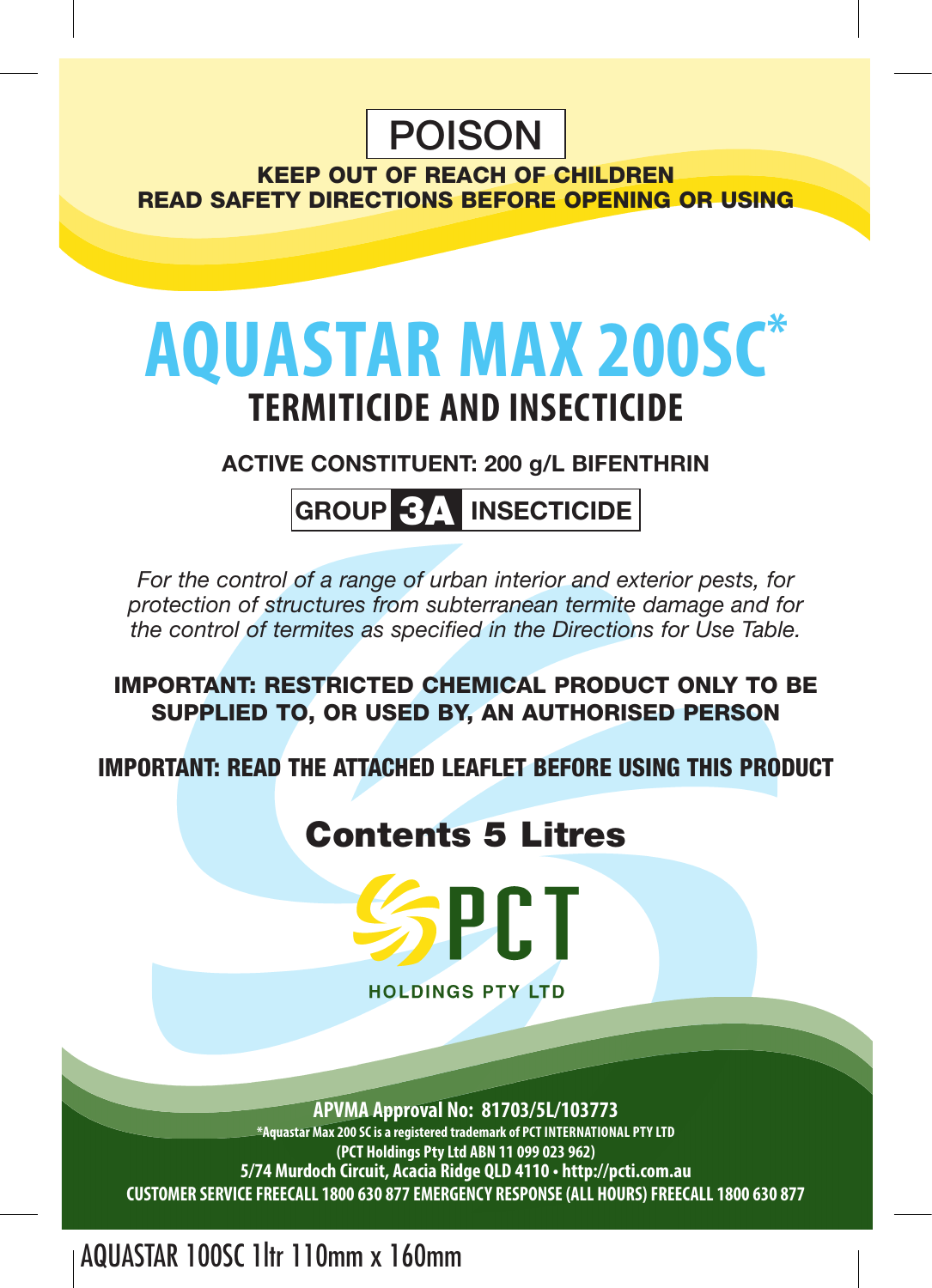POISON

**KEEP OUT OF REACH OF CHILDREN**
**READ SAFETY DIRECTIONS BEFORE OPENING OR USING**

# AQUASTAR MAX 200SC*

## TERMITICIDE AND INSECTICIDE

**ACTIVE CONSTITUENT: 200 g/L BIFENTHRIN**

**GROUP 3A INSECTICIDE**

*For the control of a range of urban interior and exterior pests, for protection of structures from subterranean termite damage and for the control of termites as specified in the Directions for Use Table.*

**IMPORTANT: RESTRICTED CHEMICAL PRODUCT ONLY TO BE SUPPLIED TO, OR USED BY, AN AUTHORISED PERSON**

**IMPORTANT: READ THE ATTACHED LEAFLET BEFORE USING THIS PRODUCT**

**Contents 5 Litres**

PCT
HOLDINGS PTY LTD

**APVMA Approval No: 81703/5L/103773**

*Aquastar Max 200 SC is a registered trademark of PCT INTERNATIONAL PTY LTD
(PCT Holdings Pty Ltd ABN 11 099 023 962)
5/74 Murdoch Circuit, Acacia Ridge QLD 4110 • http://pcti.com.au
CUSTOMER SERVICE FREECALL 1800 630 877 EMERGENCY RESPONSE (ALL HOURS) FREECALL 1800 630 877

AQUASTAR 100SC 1ltr 110mm x 160mm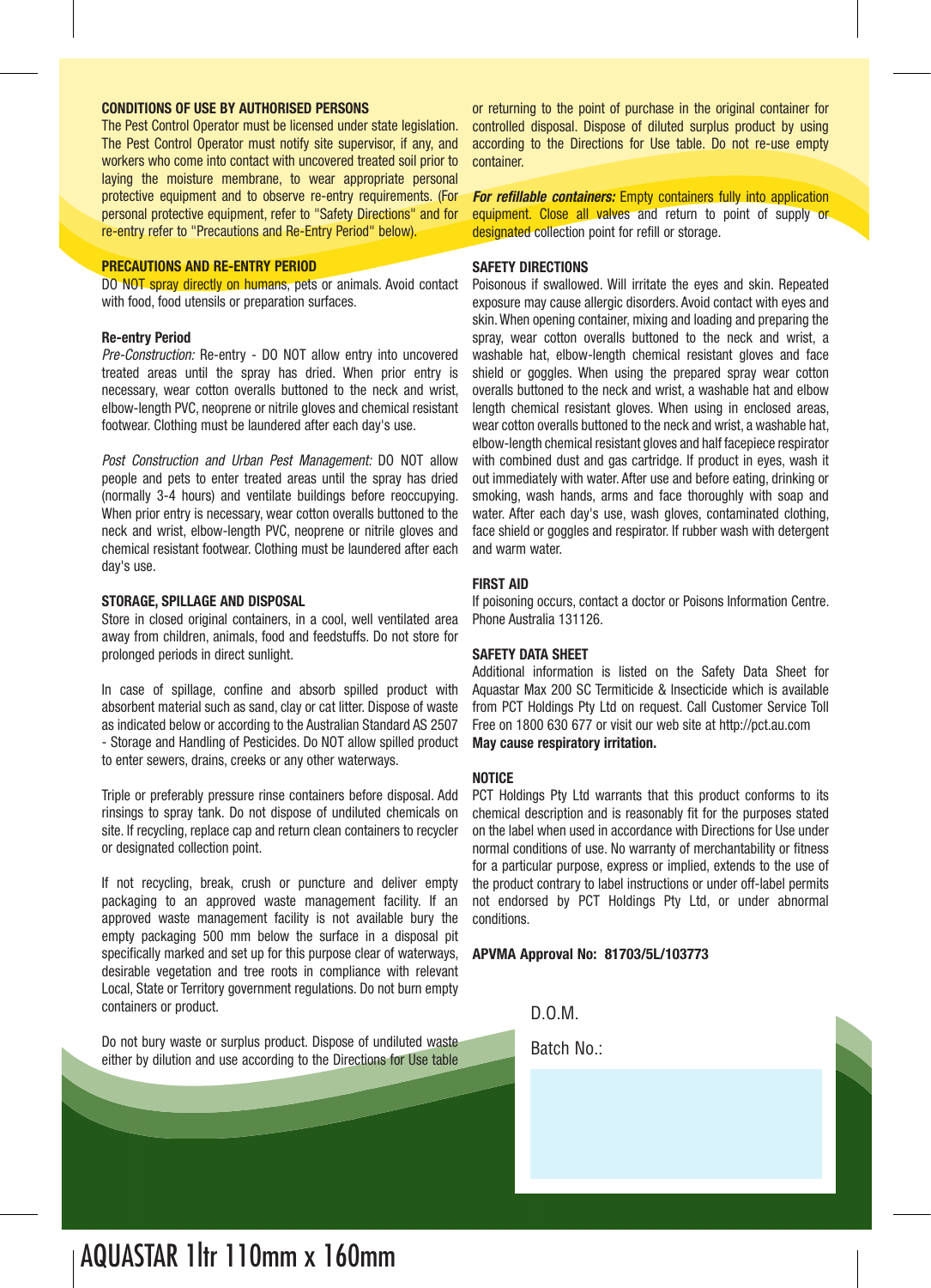## CONDITIONS OF USE BY AUTHORISED PERSONS

The Pest Control Operator must be licensed under state legislation. The Pest Control Operator must notify site supervisor, if any, and workers who come into contact with uncovered treated soil prior to laying the moisture membrane, to wear appropriate personal protective equipment and to observe re-entry requirements. (For personal protective equipment, refer to "Safety Directions" and for re-entry refer to "Precautions and Re-Entry Period" below).

## PRECAUTIONS AND RE-ENTRY PERIOD

DO NOT spray directly on humans, pets or animals. Avoid contact with food, food utensils or preparation surfaces.

### Re-entry Period

*Pre-Construction:* Re-entry - DO NOT allow entry into uncovered treated areas until the spray has dried. When prior entry is necessary, wear cotton overalls buttoned to the neck and wrist, elbow-length PVC, neoprene or nitrile gloves and chemical resistant footwear. Clothing must be laundered after each day's use.

*Post Construction and Urban Pest Management:* DO NOT allow people and pets to enter treated areas until the spray has dried (normally 3-4 hours) and ventilate buildings before reoccupying. When prior entry is necessary, wear cotton overalls buttoned to the neck and wrist, elbow-length PVC, neoprene or nitrile gloves and chemical resistant footwear. Clothing must be laundered after each day's use.

## STORAGE, SPILLAGE AND DISPOSAL

Store in closed original containers, in a cool, well ventilated area away from children, animals, food and feedstuffs. Do not store for prolonged periods in direct sunlight.

In case of spillage, confine and absorb spilled product with absorbent material such as sand, clay or cat litter. Dispose of waste as indicated below or according to the Australian Standard AS 2507 - Storage and Handling of Pesticides. Do NOT allow spilled product to enter sewers, drains, creeks or any other waterways.

Triple or preferably pressure rinse containers before disposal. Add rinsings to spray tank. Do not dispose of undiluted chemicals on site. If recycling, replace cap and return clean containers to recycler or designated collection point.

If not recycling, break, crush or puncture and deliver empty packaging to an approved waste management facility. If an approved waste management facility is not available bury the empty packaging 500 mm below the surface in a disposal pit specifically marked and set up for this purpose clear of waterways, desirable vegetation and tree roots in compliance with relevant Local, State or Territory government regulations. Do not burn empty containers or product.

Do not bury waste or surplus product. Dispose of undiluted waste either by dilution and use according to the Directions for Use table or returning to the point of purchase in the original container for controlled disposal. Dispose of diluted surplus product by using according to the Directions for Use table. Do not re-use empty container.

***For refillable containers:*** Empty containers fully into application equipment. Close all valves and return to point of supply or designated collection point for refill or storage.

## SAFETY DIRECTIONS

Poisonous if swallowed. Will irritate the eyes and skin. Repeated exposure may cause allergic disorders. Avoid contact with eyes and skin. When opening container, mixing and loading and preparing the spray, wear cotton overalls buttoned to the neck and wrist, a washable hat, elbow-length chemical resistant gloves and face shield or goggles. When using the prepared spray wear cotton overalls buttoned to the neck and wrist, a washable hat and elbow length chemical resistant gloves. When using in enclosed areas, wear cotton overalls buttoned to the neck and wrist, a washable hat, elbow-length chemical resistant gloves and half facepiece respirator with combined dust and gas cartridge. If product in eyes, wash it out immediately with water. After use and before eating, drinking or smoking, wash hands, arms and face thoroughly with soap and water. After each day's use, wash gloves, contaminated clothing, face shield or goggles and respirator. If rubber wash with detergent and warm water.

## FIRST AID

If poisoning occurs, contact a doctor or Poisons Information Centre. Phone Australia 131126.

## SAFETY DATA SHEET

Additional information is listed on the Safety Data Sheet for Aquastar Max 200 SC Termiticide & Insecticide which is available from PCT Holdings Pty Ltd on request. Call Customer Service Toll Free on 1800 630 677 or visit our web site at http://pct.au.com
**May cause respiratory irritation.**

## NOTICE

PCT Holdings Pty Ltd warrants that this product conforms to its chemical description and is reasonably fit for the purposes stated on the label when used in accordance with Directions for Use under normal conditions of use. No warranty of merchantability or fitness for a particular purpose, express or implied, extends to the use of the product contrary to label instructions or under off-label permits not endorsed by PCT Holdings Pty Ltd, or under abnormal conditions.

**APVMA Approval No: 81703/5L/103773**

D.O.M.

Batch No.:

AQUASTAR 1ltr 110mm x 160mm